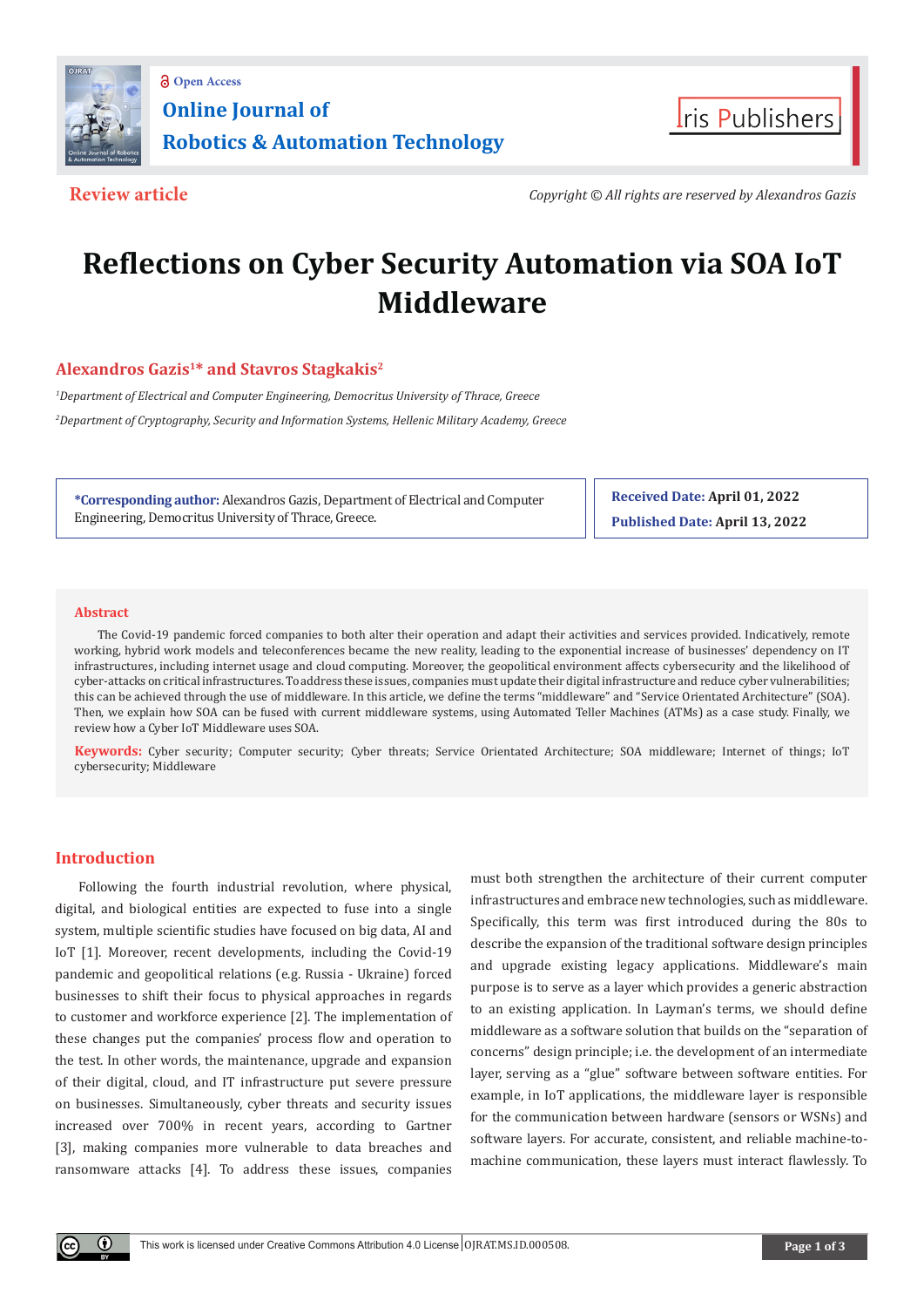Review article

Copyright © All rights are reserved by Alexandros Gazis

# Reflections on Cyber Security Automation via SOA IoT Middleware

**Alexandros Gazis[1]* and Stavros Stagkakis[2]**

*[1]Department of Electrical and Computer Engineering, Democritus University of Thrace, Greece*

*[2]Department of Cryptography, Security and Information Systems, Hellenic Military Academy, Greece*

***Corresponding author:** Alexandros Gazis, Department of Electrical and Computer Engineering, Democritus University of Thrace, Greece.

**Received Date:** April 01, 2022

**Published Date:** April 13, 2022

## Abstract

The Covid-19 pandemic forced companies to both alter their operation and adapt their activities and services provided. Indicatively, remote working, hybrid work models and teleconferences became the new reality, leading to the exponential increase of businesses' dependency on IT infrastructures, including internet usage and cloud computing. Moreover, the geopolitical environment affects cybersecurity and the likelihood of cyber-attacks on critical infrastructures. To address these issues, companies must update their digital infrastructure and reduce cyber vulnerabilities; this can be achieved through the use of middleware. In this article, we define the terms "middleware" and "Service Orientated Architecture" (SOA). Then, we explain how SOA can be fused with current middleware systems, using Automated Teller Machines (ATMs) as a case study. Finally, we review how a Cyber IoT Middleware uses SOA.

**Keywords:** Cyber security; Computer security; Cyber threats; Service Orientated Architecture; SOA middleware; Internet of things; IoT cybersecurity; Middleware

## Introduction

Following the fourth industrial revolution, where physical, digital, and biological entities are expected to fuse into a single system, multiple scientific studies have focused on big data, AI and IoT [1]. Moreover, recent developments, including the Covid-19 pandemic and geopolitical relations (e.g. Russia - Ukraine) forced businesses to shift their focus to physical approaches in regards to customer and workforce experience [2]. The implementation of these changes put the companies' process flow and operation to the test. In other words, the maintenance, upgrade and expansion of their digital, cloud, and IT infrastructure put severe pressure on businesses. Simultaneously, cyber threats and security issues increased over 700% in recent years, according to Gartner [3], making companies more vulnerable to data breaches and ransomware attacks [4]. To address these issues, companies must both strengthen the architecture of their current computer infrastructures and embrace new technologies, such as middleware. Specifically, this term was first introduced during the 80s to describe the expansion of the traditional software design principles and upgrade existing legacy applications. Middleware's main purpose is to serve as a layer which provides a generic abstraction to an existing application. In Layman's terms, we should define middleware as a software solution that builds on the "separation of concerns" design principle; i.e. the development of an intermediate layer, serving as a "glue" software between software entities. For example, in IoT applications, the middleware layer is responsible for the communication between hardware (sensors or WSNs) and software layers. For accurate, consistent, and reliable machine-to-machine communication, these layers must interact flawlessly. To

This work is licensed under Creative Commons Attribution 4.0 License OJRAT.MS.ID.000508.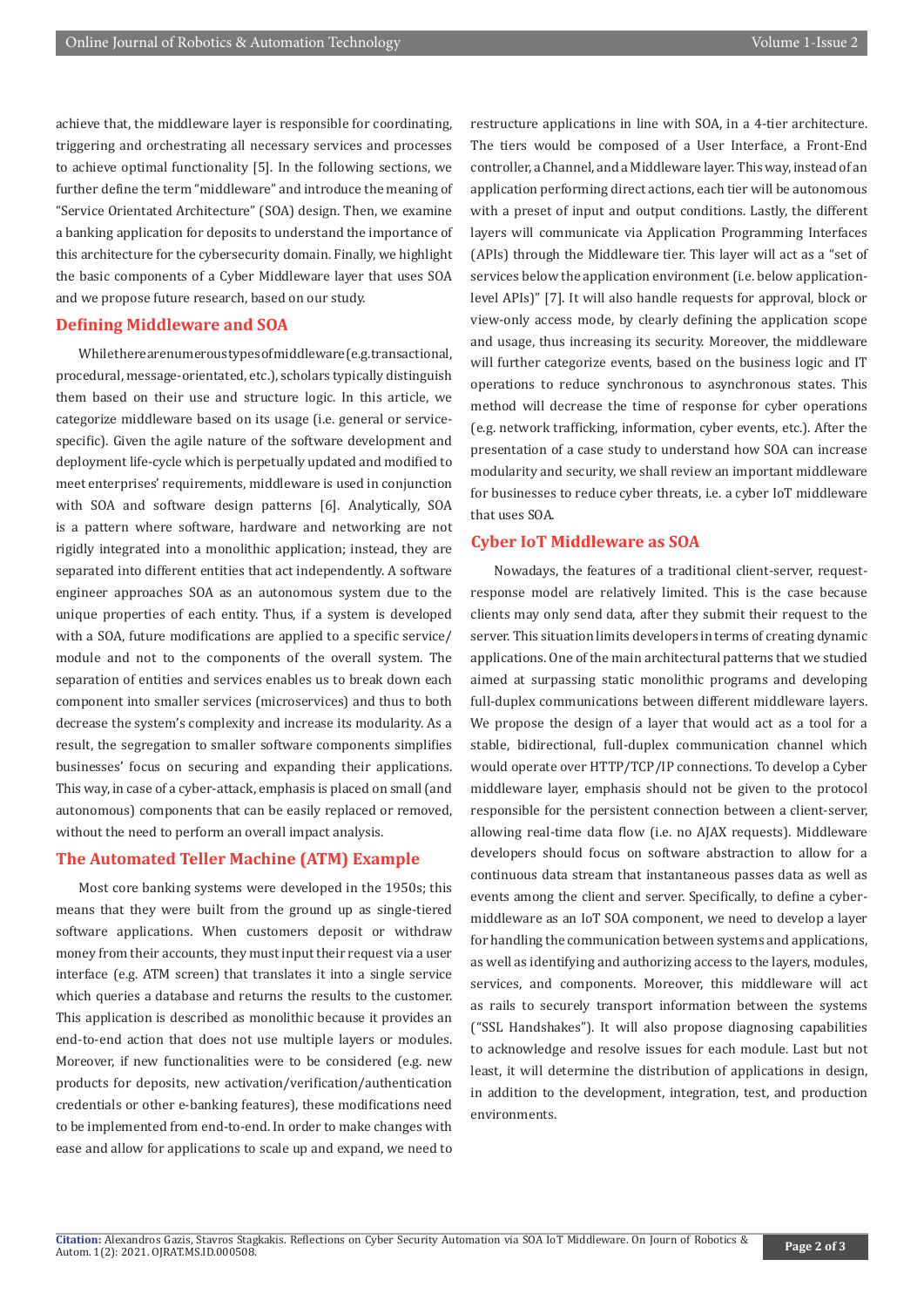achieve that, the middleware layer is responsible for coordinating, triggering and orchestrating all necessary services and processes to achieve optimal functionality [5]. In the following sections, we further define the term "middleware" and introduce the meaning of "Service Orientated Architecture" (SOA) design. Then, we examine a banking application for deposits to understand the importance of this architecture for the cybersecurity domain. Finally, we highlight the basic components of a Cyber Middleware layer that uses SOA and we propose future research, based on our study.

## Defining Middleware and SOA

While there are numerous types of middleware (e.g. transactional, procedural, message-orientated, etc.), scholars typically distinguish them based on their use and structure logic. In this article, we categorize middleware based on its usage (i.e. general or service-specific). Given the agile nature of the software development and deployment life-cycle which is perpetually updated and modified to meet enterprises' requirements, middleware is used in conjunction with SOA and software design patterns [6]. Analytically, SOA is a pattern where software, hardware and networking are not rigidly integrated into a monolithic application; instead, they are separated into different entities that act independently. A software engineer approaches SOA as an autonomous system due to the unique properties of each entity. Thus, if a system is developed with a SOA, future modifications are applied to a specific service/module and not to the components of the overall system. The separation of entities and services enables us to break down each component into smaller services (microservices) and thus to both decrease the system's complexity and increase its modularity. As a result, the segregation to smaller software components simplifies businesses' focus on securing and expanding their applications. This way, in case of a cyber-attack, emphasis is placed on small (and autonomous) components that can be easily replaced or removed, without the need to perform an overall impact analysis.

## The Automated Teller Machine (ATM) Example

Most core banking systems were developed in the 1950s; this means that they were built from the ground up as single-tiered software applications. When customers deposit or withdraw money from their accounts, they must input their request via a user interface (e.g. ATM screen) that translates it into a single service which queries a database and returns the results to the customer. This application is described as monolithic because it provides an end-to-end action that does not use multiple layers or modules. Moreover, if new functionalities were to be considered (e.g. new products for deposits, new activation/verification/authentication credentials or other e-banking features), these modifications need to be implemented from end-to-end. In order to make changes with ease and allow for applications to scale up and expand, we need to restructure applications in line with SOA, in a 4-tier architecture. The tiers would be composed of a User Interface, a Front-End controller, a Channel, and a Middleware layer. This way, instead of an application performing direct actions, each tier will be autonomous with a preset of input and output conditions. Lastly, the different layers will communicate via Application Programming Interfaces (APIs) through the Middleware tier. This layer will act as a "set of services below the application environment (i.e. below application-level APIs)" [7]. It will also handle requests for approval, block or view-only access mode, by clearly defining the application scope and usage, thus increasing its security. Moreover, the middleware will further categorize events, based on the business logic and IT operations to reduce synchronous to asynchronous states. This method will decrease the time of response for cyber operations (e.g. network trafficking, information, cyber events, etc.). After the presentation of a case study to understand how SOA can increase modularity and security, we shall review an important middleware for businesses to reduce cyber threats, i.e. a cyber IoT middleware that uses SOA.

## Cyber IoT Middleware as SOA

Nowadays, the features of a traditional client-server, request-response model are relatively limited. This is the case because clients may only send data, after they submit their request to the server. This situation limits developers in terms of creating dynamic applications. One of the main architectural patterns that we studied aimed at surpassing static monolithic programs and developing full-duplex communications between different middleware layers. We propose the design of a layer that would act as a tool for a stable, bidirectional, full-duplex communication channel which would operate over HTTP/TCP/IP connections. To develop a Cyber middleware layer, emphasis should not be given to the protocol responsible for the persistent connection between a client-server, allowing real-time data flow (i.e. no AJAX requests). Middleware developers should focus on software abstraction to allow for a continuous data stream that instantaneous passes data as well as events among the client and server. Specifically, to define a cyber-middleware as an IoT SOA component, we need to develop a layer for handling the communication between systems and applications, as well as identifying and authorizing access to the layers, modules, services, and components. Moreover, this middleware will act as rails to securely transport information between the systems ("SSL Handshakes"). It will also propose diagnosing capabilities to acknowledge and resolve issues for each module. Last but not least, it will determine the distribution of applications in design, in addition to the development, integration, test, and production environments.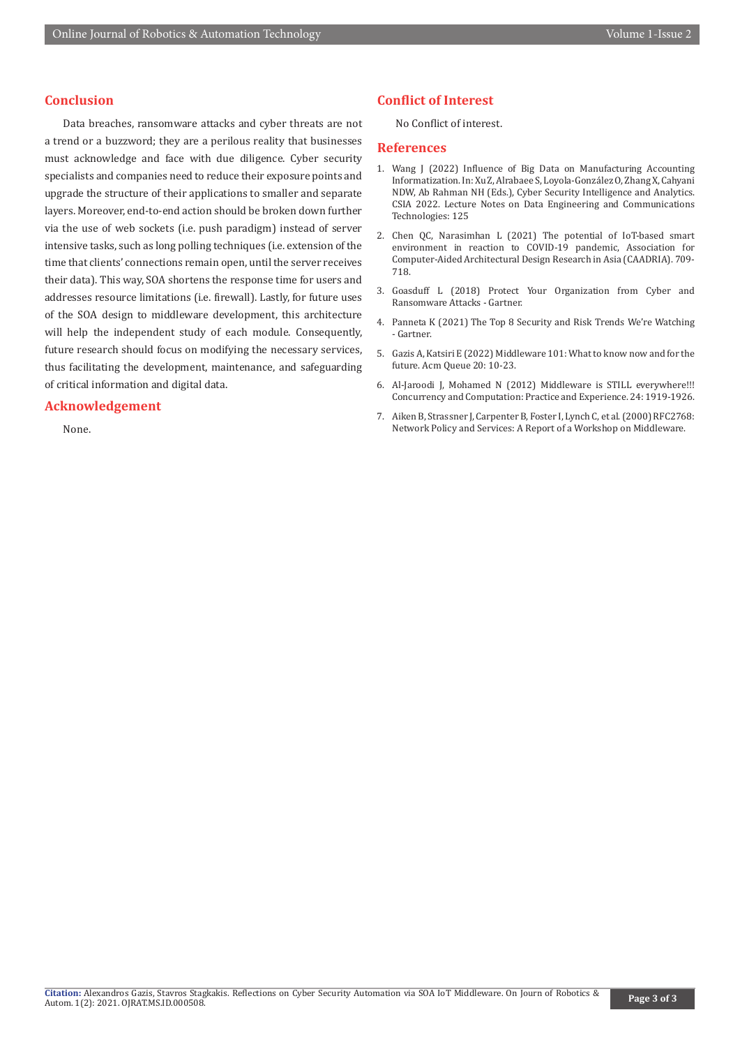## Conclusion

Data breaches, ransomware attacks and cyber threats are not a trend or a buzzword; they are a perilous reality that businesses must acknowledge and face with due diligence. Cyber security specialists and companies need to reduce their exposure points and upgrade the structure of their applications to smaller and separate layers. Moreover, end-to-end action should be broken down further via the use of web sockets (i.e. push paradigm) instead of server intensive tasks, such as long polling techniques (i.e. extension of the time that clients' connections remain open, until the server receives their data). This way, SOA shortens the response time for users and addresses resource limitations (i.e. firewall). Lastly, for future uses of the SOA design to middleware development, this architecture will help the independent study of each module. Consequently, future research should focus on modifying the necessary services, thus facilitating the development, maintenance, and safeguarding of critical information and digital data.

## Acknowledgement

None.

## Conflict of Interest

No Conflict of interest.

## References

1. Wang J (2022) Influence of Big Data on Manufacturing Accounting Informatization. In: Xu Z, Alrabaee S, Loyola-González O, Zhang X, Cahyani NDW, Ab Rahman NH (Eds.), Cyber Security Intelligence and Analytics. CSIA 2022. Lecture Notes on Data Engineering and Communications Technologies: 125
2. Chen QC, Narasimhan L (2021) The potential of IoT-based smart environment in reaction to COVID-19 pandemic, Association for Computer-Aided Architectural Design Research in Asia (CAADRIA). 709-718.
3. Goasduff L (2018) Protect Your Organization from Cyber and Ransomware Attacks - Gartner.
4. Panneta K (2021) The Top 8 Security and Risk Trends We're Watching - Gartner.
5. Gazis A, Katsiri E (2022) Middleware 101: What to know now and for the future. Acm Queue 20: 10-23.
6. Al-Jaroodi J, Mohamed N (2012) Middleware is STILL everywhere!!! Concurrency and Computation: Practice and Experience. 24: 1919-1926.
7. Aiken B, Strassner J, Carpenter B, Foster I, Lynch C, et al. (2000) RFC2768: Network Policy and Services: A Report of a Workshop on Middleware.

**Citation:** Alexandros Gazis, Stavros Stagkakis. Reflections on Cyber Security Automation via SOA IoT Middleware. On Journ of Robotics & Autom. 1(2): 2021. OJRAT.MS.ID.000508.